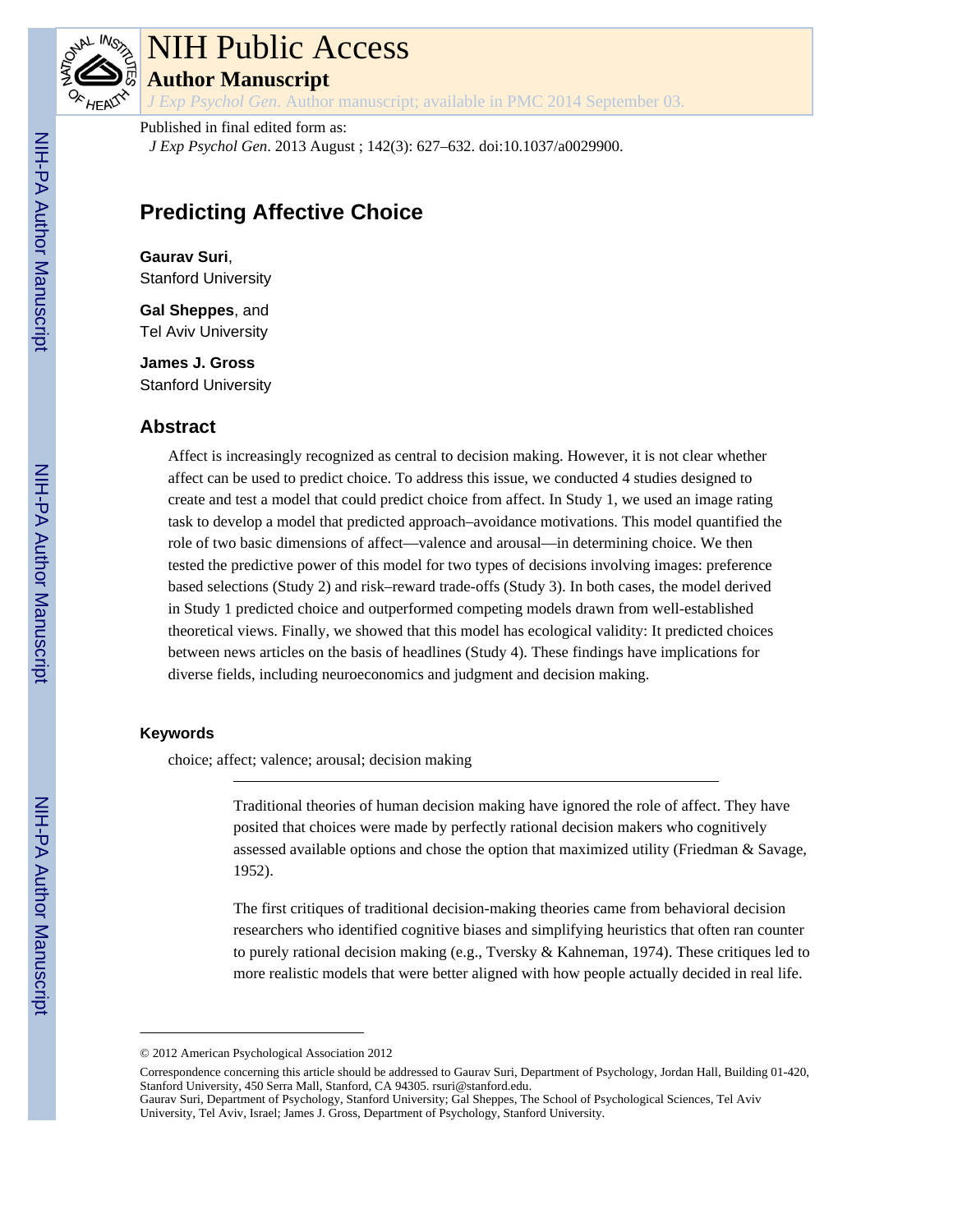# NIH Public Access

## Author Manuscript

*J Exp Psychol Gen*. Author manuscript; available in PMC 2014 September 03.

Published in final edited form as:

*J Exp Psychol Gen*. 2013 August ; 142(3): 627–632. doi:10.1037/a0029900.

# Predicting Affective Choice

**Gaurav Suri**,
Stanford University

**Gal Sheppes**, and
Tel Aviv University

**James J. Gross**
Stanford University

## Abstract

Affect is increasingly recognized as central to decision making. However, it is not clear whether affect can be used to predict choice. To address this issue, we conducted 4 studies designed to create and test a model that could predict choice from affect. In Study 1, we used an image rating task to develop a model that predicted approach–avoidance motivations. This model quantified the role of two basic dimensions of affect—valence and arousal—in determining choice. We then tested the predictive power of this model for two types of decisions involving images: preference based selections (Study 2) and risk–reward trade-offs (Study 3). In both cases, the model derived in Study 1 predicted choice and outperformed competing models drawn from well-established theoretical views. Finally, we showed that this model has ecological validity: It predicted choices between news articles on the basis of headlines (Study 4). These findings have implications for diverse fields, including neuroeconomics and judgment and decision making.

### Keywords

choice; affect; valence; arousal; decision making

---

Traditional theories of human decision making have ignored the role of affect. They have posited that choices were made by perfectly rational decision makers who cognitively assessed available options and chose the option that maximized utility (Friedman & Savage, 1952).

The first critiques of traditional decision-making theories came from behavioral decision researchers who identified cognitive biases and simplifying heuristics that often ran counter to purely rational decision making (e.g., Tversky & Kahneman, 1974). These critiques led to more realistic models that were better aligned with how people actually decided in real life.

---

© 2012 American Psychological Association 2012

Correspondence concerning this article should be addressed to Gaurav Suri, Department of Psychology, Jordan Hall, Building 01-420, Stanford University, 450 Serra Mall, Stanford, CA 94305. rsuri@stanford.edu.

Gaurav Suri, Department of Psychology, Stanford University; Gal Sheppes, The School of Psychological Sciences, Tel Aviv University, Tel Aviv, Israel; James J. Gross, Department of Psychology, Stanford University.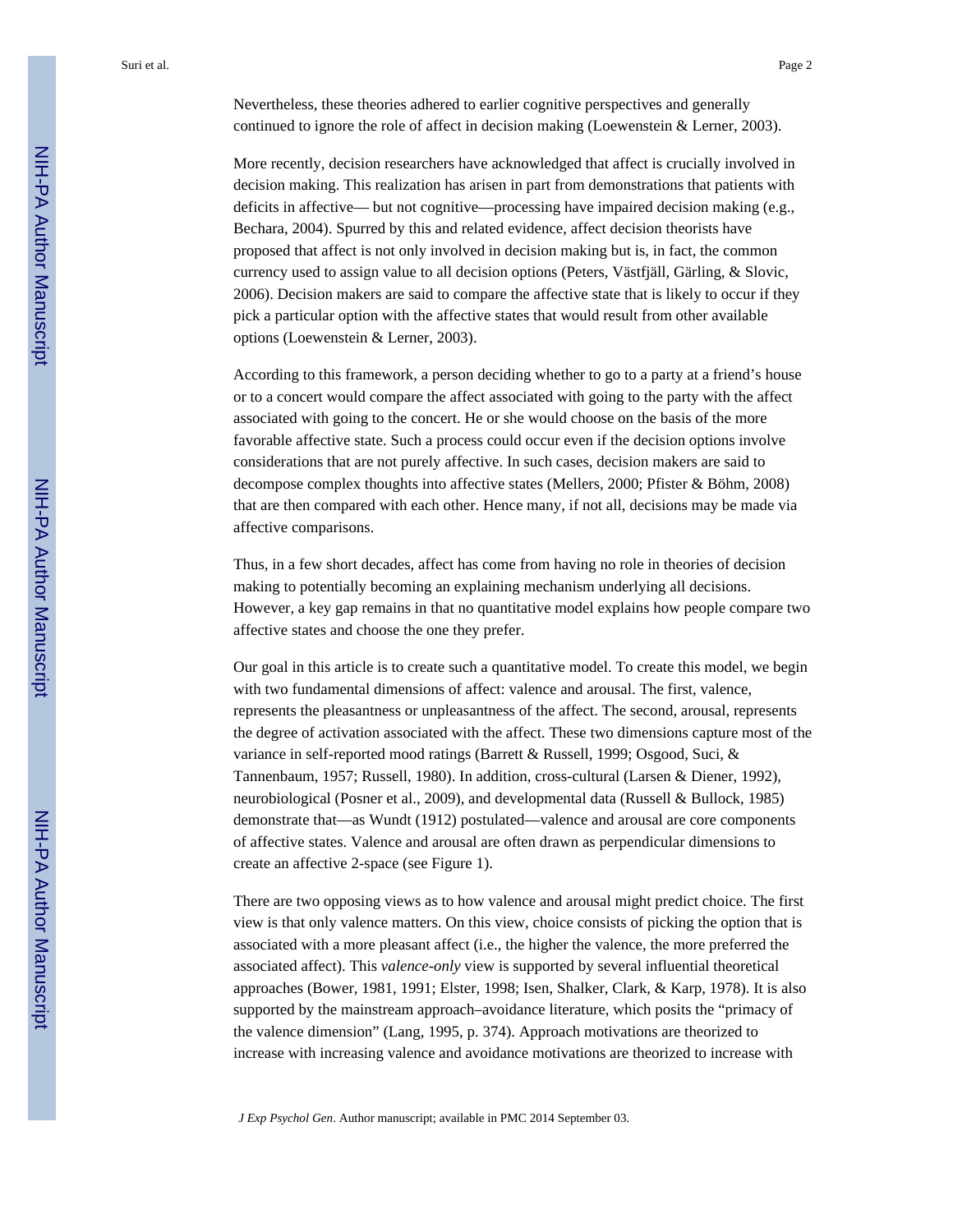Nevertheless, these theories adhered to earlier cognitive perspectives and generally continued to ignore the role of affect in decision making (Loewenstein & Lerner, 2003).

More recently, decision researchers have acknowledged that affect is crucially involved in decision making. This realization has arisen in part from demonstrations that patients with deficits in affective— but not cognitive—processing have impaired decision making (e.g., Bechara, 2004). Spurred by this and related evidence, affect decision theorists have proposed that affect is not only involved in decision making but is, in fact, the common currency used to assign value to all decision options (Peters, Västfjäll, Gärling, & Slovic, 2006). Decision makers are said to compare the affective state that is likely to occur if they pick a particular option with the affective states that would result from other available options (Loewenstein & Lerner, 2003).

According to this framework, a person deciding whether to go to a party at a friend's house or to a concert would compare the affect associated with going to the party with the affect associated with going to the concert. He or she would choose on the basis of the more favorable affective state. Such a process could occur even if the decision options involve considerations that are not purely affective. In such cases, decision makers are said to decompose complex thoughts into affective states (Mellers, 2000; Pfister & Böhm, 2008) that are then compared with each other. Hence many, if not all, decisions may be made via affective comparisons.

Thus, in a few short decades, affect has come from having no role in theories of decision making to potentially becoming an explaining mechanism underlying all decisions. However, a key gap remains in that no quantitative model explains how people compare two affective states and choose the one they prefer.

Our goal in this article is to create such a quantitative model. To create this model, we begin with two fundamental dimensions of affect: valence and arousal. The first, valence, represents the pleasantness or unpleasantness of the affect. The second, arousal, represents the degree of activation associated with the affect. These two dimensions capture most of the variance in self-reported mood ratings (Barrett & Russell, 1999; Osgood, Suci, & Tannenbaum, 1957; Russell, 1980). In addition, cross-cultural (Larsen & Diener, 1992), neurobiological (Posner et al., 2009), and developmental data (Russell & Bullock, 1985) demonstrate that—as Wundt (1912) postulated—valence and arousal are core components of affective states. Valence and arousal are often drawn as perpendicular dimensions to create an affective 2-space (see Figure 1).

There are two opposing views as to how valence and arousal might predict choice. The first view is that only valence matters. On this view, choice consists of picking the option that is associated with a more pleasant affect (i.e., the higher the valence, the more preferred the associated affect). This *valence-only* view is supported by several influential theoretical approaches (Bower, 1981, 1991; Elster, 1998; Isen, Shalker, Clark, & Karp, 1978). It is also supported by the mainstream approach–avoidance literature, which posits the "primacy of the valence dimension" (Lang, 1995, p. 374). Approach motivations are theorized to increase with increasing valence and avoidance motivations are theorized to increase with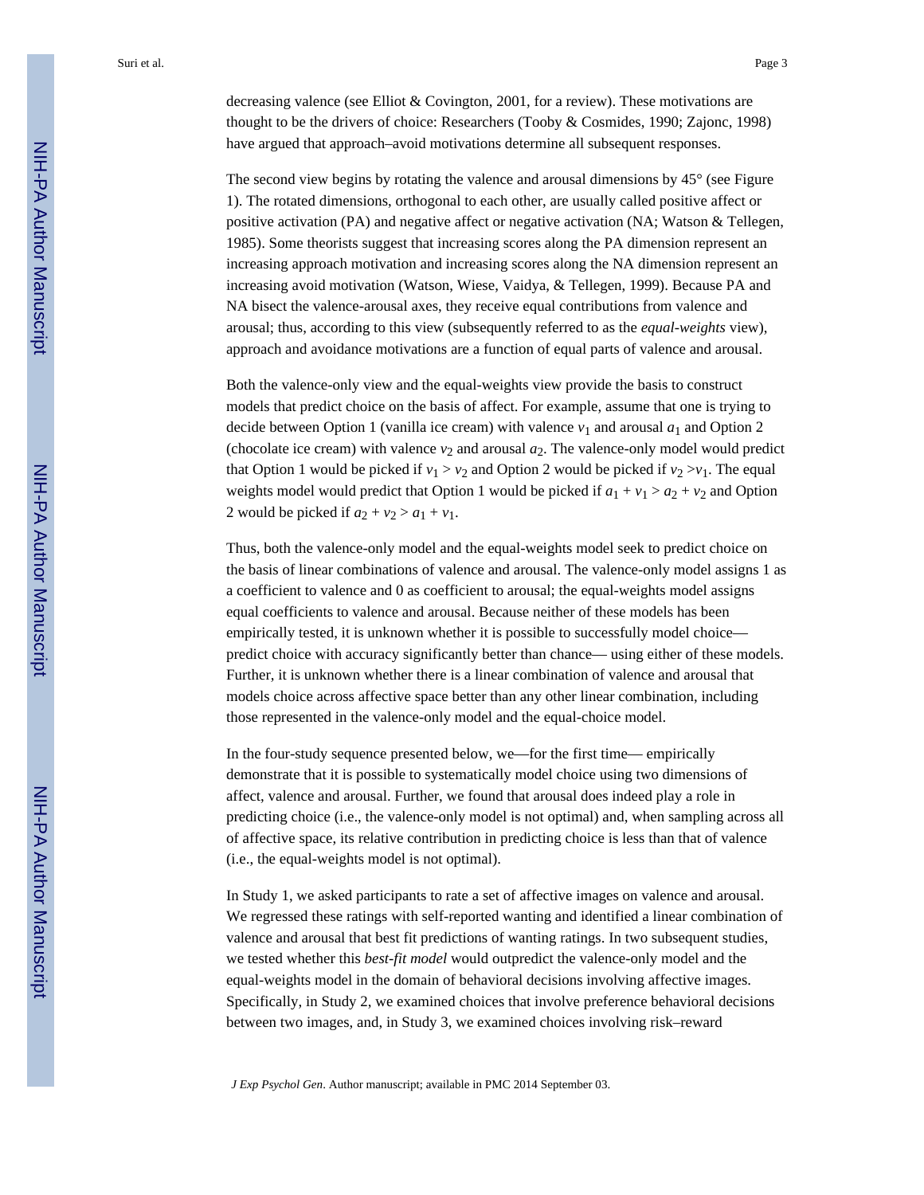decreasing valence (see Elliot & Covington, 2001, for a review). These motivations are thought to be the drivers of choice: Researchers (Tooby & Cosmides, 1990; Zajonc, 1998) have argued that approach–avoid motivations determine all subsequent responses.

The second view begins by rotating the valence and arousal dimensions by 45° (see Figure 1). The rotated dimensions, orthogonal to each other, are usually called positive affect or positive activation (PA) and negative affect or negative activation (NA; Watson & Tellegen, 1985). Some theorists suggest that increasing scores along the PA dimension represent an increasing approach motivation and increasing scores along the NA dimension represent an increasing avoid motivation (Watson, Wiese, Vaidya, & Tellegen, 1999). Because PA and NA bisect the valence-arousal axes, they receive equal contributions from valence and arousal; thus, according to this view (subsequently referred to as the *equal-weights* view), approach and avoidance motivations are a function of equal parts of valence and arousal.

Both the valence-only view and the equal-weights view provide the basis to construct models that predict choice on the basis of affect. For example, assume that one is trying to decide between Option 1 (vanilla ice cream) with valence $v_1$ and arousal $a_1$ and Option 2 (chocolate ice cream) with valence $v_2$ and arousal $a_2$. The valence-only model would predict that Option 1 would be picked if $v_1 > v_2$ and Option 2 would be picked if $v_2 > v_1$. The equal weights model would predict that Option 1 would be picked if $a_1 + v_1 > a_2 + v_2$ and Option 2 would be picked if $a_2 + v_2 > a_1 + v_1$.

Thus, both the valence-only model and the equal-weights model seek to predict choice on the basis of linear combinations of valence and arousal. The valence-only model assigns 1 as a coefficient to valence and 0 as coefficient to arousal; the equal-weights model assigns equal coefficients to valence and arousal. Because neither of these models has been empirically tested, it is unknown whether it is possible to successfully model choice—predict choice with accuracy significantly better than chance— using either of these models. Further, it is unknown whether there is a linear combination of valence and arousal that models choice across affective space better than any other linear combination, including those represented in the valence-only model and the equal-choice model.

In the four-study sequence presented below, we—for the first time— empirically demonstrate that it is possible to systematically model choice using two dimensions of affect, valence and arousal. Further, we found that arousal does indeed play a role in predicting choice (i.e., the valence-only model is not optimal) and, when sampling across all of affective space, its relative contribution in predicting choice is less than that of valence (i.e., the equal-weights model is not optimal).

In Study 1, we asked participants to rate a set of affective images on valence and arousal. We regressed these ratings with self-reported wanting and identified a linear combination of valence and arousal that best fit predictions of wanting ratings. In two subsequent studies, we tested whether this *best-fit model* would outpredict the valence-only model and the equal-weights model in the domain of behavioral decisions involving affective images. Specifically, in Study 2, we examined choices that involve preference behavioral decisions between two images, and, in Study 3, we examined choices involving risk–reward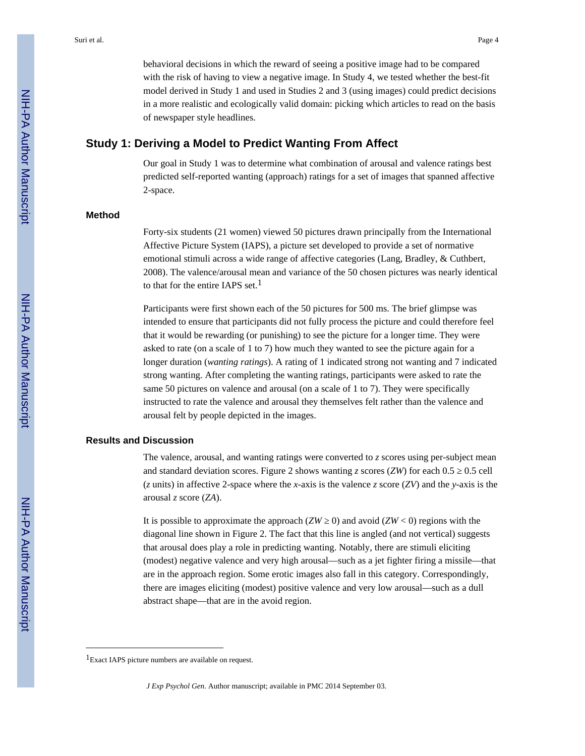behavioral decisions in which the reward of seeing a positive image had to be compared with the risk of having to view a negative image. In Study 4, we tested whether the best-fit model derived in Study 1 and used in Studies 2 and 3 (using images) could predict decisions in a more realistic and ecologically valid domain: picking which articles to read on the basis of newspaper style headlines.

## Study 1: Deriving a Model to Predict Wanting From Affect

Our goal in Study 1 was to determine what combination of arousal and valence ratings best predicted self-reported wanting (approach) ratings for a set of images that spanned affective 2-space.

### Method

Forty-six students (21 women) viewed 50 pictures drawn principally from the International Affective Picture System (IAPS), a picture set developed to provide a set of normative emotional stimuli across a wide range of affective categories (Lang, Bradley, & Cuthbert, 2008). The valence/arousal mean and variance of the 50 chosen pictures was nearly identical to that for the entire IAPS set.[1]

Participants were first shown each of the 50 pictures for 500 ms. The brief glimpse was intended to ensure that participants did not fully process the picture and could therefore feel that it would be rewarding (or punishing) to see the picture for a longer time. They were asked to rate (on a scale of 1 to 7) how much they wanted to see the picture again for a longer duration (*wanting ratings*). A rating of 1 indicated strong not wanting and 7 indicated strong wanting. After completing the wanting ratings, participants were asked to rate the same 50 pictures on valence and arousal (on a scale of 1 to 7). They were specifically instructed to rate the valence and arousal they themselves felt rather than the valence and arousal felt by people depicted in the images.

### Results and Discussion

The valence, arousal, and wanting ratings were converted to $z$ scores using per-subject mean and standard deviation scores. Figure 2 shows wanting $z$ scores ($ZW$) for each $0.5 \geq 0.5$ cell ($z$ units) in affective 2-space where the $x$-axis is the valence $z$ score ($ZV$) and the $y$-axis is the arousal $z$ score ($ZA$).

It is possible to approximate the approach ($ZW \geq 0$) and avoid ($ZW < 0$) regions with the diagonal line shown in Figure 2. The fact that this line is angled (and not vertical) suggests that arousal does play a role in predicting wanting. Notably, there are stimuli eliciting (modest) negative valence and very high arousal—such as a jet fighter firing a missile—that are in the approach region. Some erotic images also fall in this category. Correspondingly, there are images eliciting (modest) positive valence and very low arousal—such as a dull abstract shape—that are in the avoid region.

---

[1] Exact IAPS picture numbers are available on request.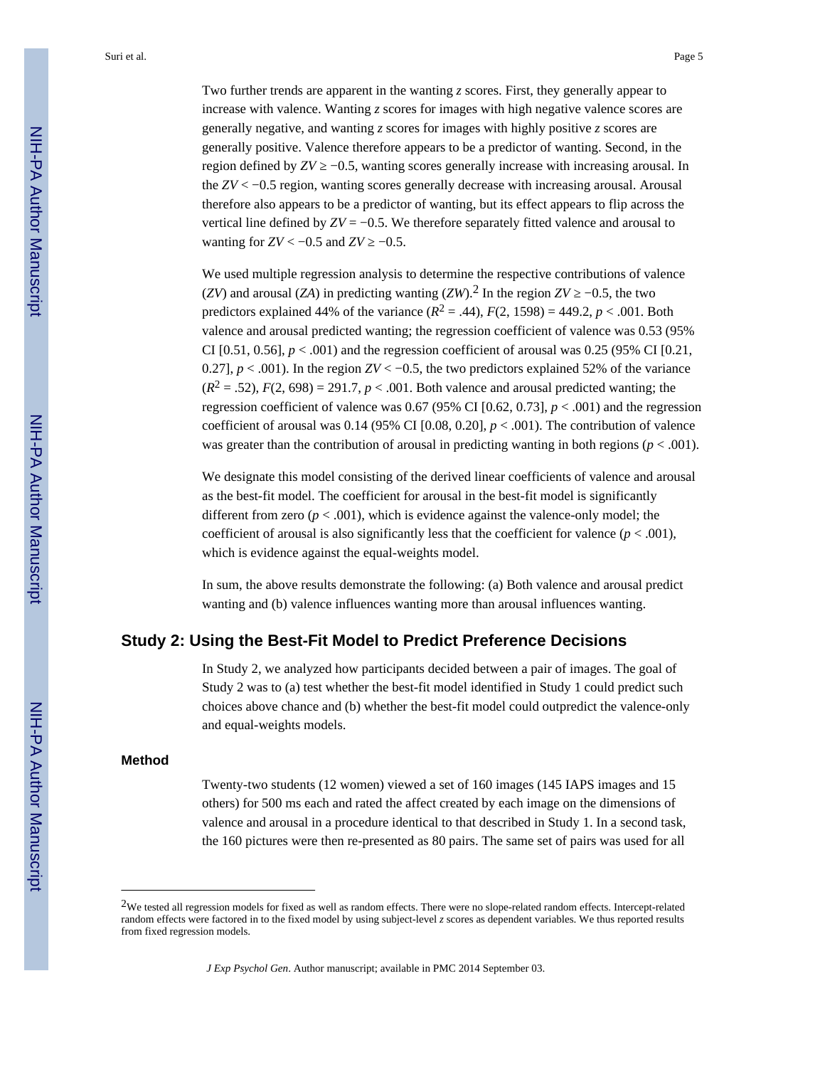Two further trends are apparent in the wanting *z* scores. First, they generally appear to increase with valence. Wanting *z* scores for images with high negative valence scores are generally negative, and wanting *z* scores for images with highly positive *z* scores are generally positive. Valence therefore appears to be a predictor of wanting. Second, in the region defined by $ZV \geq -0.5$, wanting scores generally increase with increasing arousal. In the $ZV < -0.5$ region, wanting scores generally decrease with increasing arousal. Arousal therefore also appears to be a predictor of wanting, but its effect appears to flip across the vertical line defined by $ZV = -0.5$. We therefore separately fitted valence and arousal to wanting for $ZV < -0.5$ and $ZV \geq -0.5$.

We used multiple regression analysis to determine the respective contributions of valence (*ZV*) and arousal (*ZA*) in predicting wanting (*ZW*).[2] In the region $ZV \geq -0.5$, the two predictors explained 44% of the variance ($R^2 = .44$), $F(2, 1598) = 449.2$, $p < .001$. Both valence and arousal predicted wanting; the regression coefficient of valence was 0.53 (95% CI [0.51, 0.56], $p < .001$) and the regression coefficient of arousal was 0.25 (95% CI [0.21, 0.27], $p < .001$). In the region $ZV < -0.5$, the two predictors explained 52% of the variance ($R^2 = .52$), $F(2, 698) = 291.7$, $p < .001$. Both valence and arousal predicted wanting; the regression coefficient of valence was 0.67 (95% CI [0.62, 0.73], $p < .001$) and the regression coefficient of arousal was 0.14 (95% CI [0.08, 0.20], $p < .001$). The contribution of valence was greater than the contribution of arousal in predicting wanting in both regions ($p < .001$).

We designate this model consisting of the derived linear coefficients of valence and arousal as the best-fit model. The coefficient for arousal in the best-fit model is significantly different from zero ($p < .001$), which is evidence against the valence-only model; the coefficient of arousal is also significantly less that the coefficient for valence ($p < .001$), which is evidence against the equal-weights model.

In sum, the above results demonstrate the following: (a) Both valence and arousal predict wanting and (b) valence influences wanting more than arousal influences wanting.

## Study 2: Using the Best-Fit Model to Predict Preference Decisions

In Study 2, we analyzed how participants decided between a pair of images. The goal of Study 2 was to (a) test whether the best-fit model identified in Study 1 could predict such choices above chance and (b) whether the best-fit model could outpredict the valence-only and equal-weights models.

### Method

Twenty-two students (12 women) viewed a set of 160 images (145 IAPS images and 15 others) for 500 ms each and rated the affect created by each image on the dimensions of valence and arousal in a procedure identical to that described in Study 1. In a second task, the 160 pictures were then re-presented as 80 pairs. The same set of pairs was used for all

---

[2]We tested all regression models for fixed as well as random effects. There were no slope-related random effects. Intercept-related random effects were factored in to the fixed model by using subject-level *z* scores as dependent variables. We thus reported results from fixed regression models.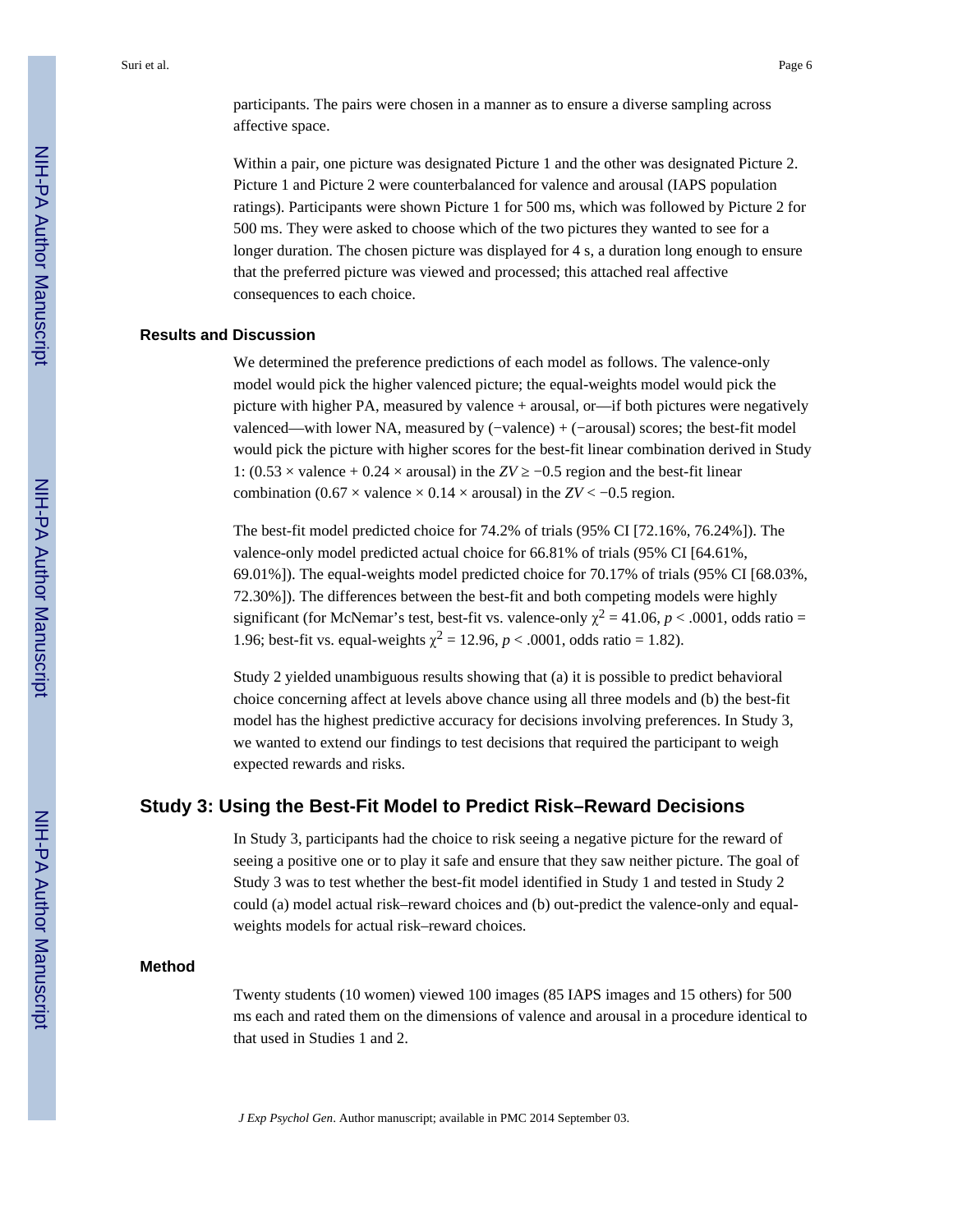participants. The pairs were chosen in a manner as to ensure a diverse sampling across affective space.

Within a pair, one picture was designated Picture 1 and the other was designated Picture 2. Picture 1 and Picture 2 were counterbalanced for valence and arousal (IAPS population ratings). Participants were shown Picture 1 for 500 ms, which was followed by Picture 2 for 500 ms. They were asked to choose which of the two pictures they wanted to see for a longer duration. The chosen picture was displayed for 4 s, a duration long enough to ensure that the preferred picture was viewed and processed; this attached real affective consequences to each choice.

### Results and Discussion

We determined the preference predictions of each model as follows. The valence-only model would pick the higher valenced picture; the equal-weights model would pick the picture with higher PA, measured by valence + arousal, or—if both pictures were negatively valenced—with lower NA, measured by (−valence) + (−arousal) scores; the best-fit model would pick the picture with higher scores for the best-fit linear combination derived in Study 1: ($0.53 \times$ valence + $0.24 \times$ arousal) in the $ZV \geq -0.5$ region and the best-fit linear combination ($0.67 \times$ valence $\times$ $0.14 \times$ arousal) in the $ZV < -0.5$ region.

The best-fit model predicted choice for 74.2% of trials (95% CI [72.16%, 76.24%]). The valence-only model predicted actual choice for 66.81% of trials (95% CI [64.61%, 69.01%]). The equal-weights model predicted choice for 70.17% of trials (95% CI [68.03%, 72.30%]). The differences between the best-fit and both competing models were highly significant (for McNemar's test, best-fit vs. valence-only $\chi^2 = 41.06$, $p < .0001$, odds ratio = 1.96; best-fit vs. equal-weights $\chi^2 = 12.96$, $p < .0001$, odds ratio = 1.82).

Study 2 yielded unambiguous results showing that (a) it is possible to predict behavioral choice concerning affect at levels above chance using all three models and (b) the best-fit model has the highest predictive accuracy for decisions involving preferences. In Study 3, we wanted to extend our findings to test decisions that required the participant to weigh expected rewards and risks.

## Study 3: Using the Best-Fit Model to Predict Risk–Reward Decisions

In Study 3, participants had the choice to risk seeing a negative picture for the reward of seeing a positive one or to play it safe and ensure that they saw neither picture. The goal of Study 3 was to test whether the best-fit model identified in Study 1 and tested in Study 2 could (a) model actual risk–reward choices and (b) out-predict the valence-only and equal-weights models for actual risk–reward choices.

### Method

Twenty students (10 women) viewed 100 images (85 IAPS images and 15 others) for 500 ms each and rated them on the dimensions of valence and arousal in a procedure identical to that used in Studies 1 and 2.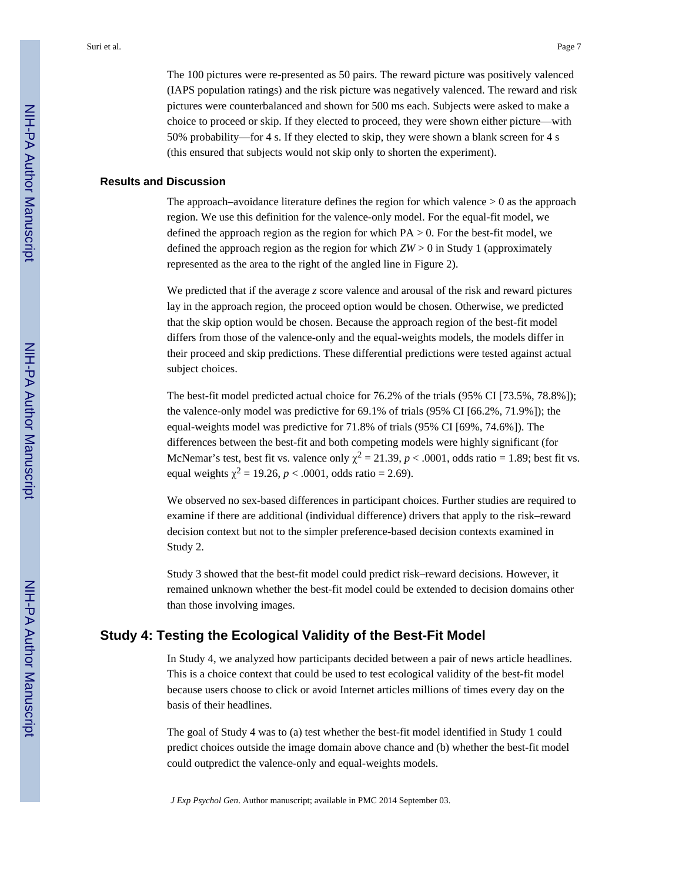The 100 pictures were re-presented as 50 pairs. The reward picture was positively valenced (IAPS population ratings) and the risk picture was negatively valenced. The reward and risk pictures were counterbalanced and shown for 500 ms each. Subjects were asked to make a choice to proceed or skip. If they elected to proceed, they were shown either picture—with 50% probability—for 4 s. If they elected to skip, they were shown a blank screen for 4 s (this ensured that subjects would not skip only to shorten the experiment).

### Results and Discussion

The approach–avoidance literature defines the region for which valence > 0 as the approach region. We use this definition for the valence-only model. For the equal-fit model, we defined the approach region as the region for which PA > 0. For the best-fit model, we defined the approach region as the region for which *ZW* > 0 in Study 1 (approximately represented as the area to the right of the angled line in Figure 2).

We predicted that if the average *z* score valence and arousal of the risk and reward pictures lay in the approach region, the proceed option would be chosen. Otherwise, we predicted that the skip option would be chosen. Because the approach region of the best-fit model differs from those of the valence-only and the equal-weights models, the models differ in their proceed and skip predictions. These differential predictions were tested against actual subject choices.

The best-fit model predicted actual choice for 76.2% of the trials (95% CI [73.5%, 78.8%]); the valence-only model was predictive for 69.1% of trials (95% CI [66.2%, 71.9%]); the equal-weights model was predictive for 71.8% of trials (95% CI [69%, 74.6%]). The differences between the best-fit and both competing models were highly significant (for McNemar's test, best fit vs. valence only $\chi^2 = 21.39$, $p < .0001$, odds ratio = 1.89; best fit vs. equal weights $\chi^2 = 19.26$, $p < .0001$, odds ratio = 2.69).

We observed no sex-based differences in participant choices. Further studies are required to examine if there are additional (individual difference) drivers that apply to the risk–reward decision context but not to the simpler preference-based decision contexts examined in Study 2.

Study 3 showed that the best-fit model could predict risk–reward decisions. However, it remained unknown whether the best-fit model could be extended to decision domains other than those involving images.

## Study 4: Testing the Ecological Validity of the Best-Fit Model

In Study 4, we analyzed how participants decided between a pair of news article headlines. This is a choice context that could be used to test ecological validity of the best-fit model because users choose to click or avoid Internet articles millions of times every day on the basis of their headlines.

The goal of Study 4 was to (a) test whether the best-fit model identified in Study 1 could predict choices outside the image domain above chance and (b) whether the best-fit model could outpredict the valence-only and equal-weights models.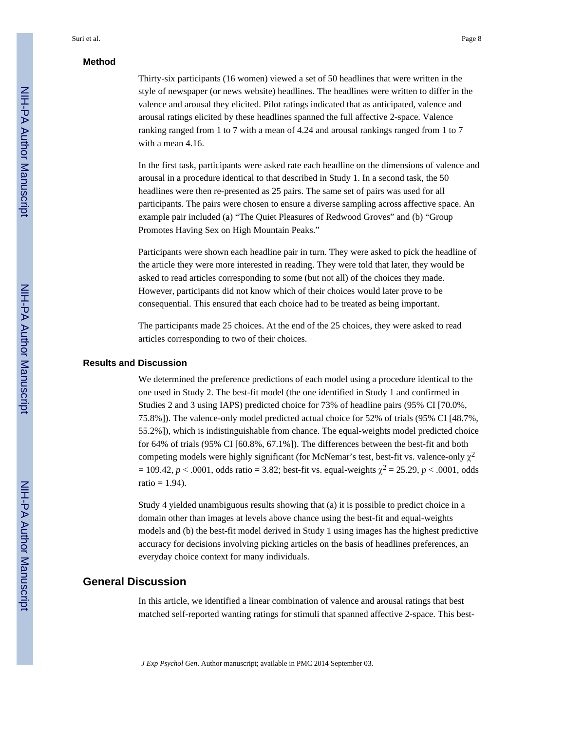### Method

Thirty-six participants (16 women) viewed a set of 50 headlines that were written in the style of newspaper (or news website) headlines. The headlines were written to differ in the valence and arousal they elicited. Pilot ratings indicated that as anticipated, valence and arousal ratings elicited by these headlines spanned the full affective 2-space. Valence ranking ranged from 1 to 7 with a mean of 4.24 and arousal rankings ranged from 1 to 7 with a mean 4.16.

In the first task, participants were asked rate each headline on the dimensions of valence and arousal in a procedure identical to that described in Study 1. In a second task, the 50 headlines were then re-presented as 25 pairs. The same set of pairs was used for all participants. The pairs were chosen to ensure a diverse sampling across affective space. An example pair included (a) "The Quiet Pleasures of Redwood Groves" and (b) "Group Promotes Having Sex on High Mountain Peaks."

Participants were shown each headline pair in turn. They were asked to pick the headline of the article they were more interested in reading. They were told that later, they would be asked to read articles corresponding to some (but not all) of the choices they made. However, participants did not know which of their choices would later prove to be consequential. This ensured that each choice had to be treated as being important.

The participants made 25 choices. At the end of the 25 choices, they were asked to read articles corresponding to two of their choices.

### Results and Discussion

We determined the preference predictions of each model using a procedure identical to the one used in Study 2. The best-fit model (the one identified in Study 1 and confirmed in Studies 2 and 3 using IAPS) predicted choice for 73% of headline pairs (95% CI [70.0%, 75.8%]). The valence-only model predicted actual choice for 52% of trials (95% CI [48.7%, 55.2%]), which is indistinguishable from chance. The equal-weights model predicted choice for 64% of trials (95% CI [60.8%, 67.1%]). The differences between the best-fit and both competing models were highly significant (for McNemar's test, best-fit vs. valence-only $\chi^2 = 109.42$, $p < .0001$, odds ratio = 3.82; best-fit vs. equal-weights $\chi^2 = 25.29$, $p < .0001$, odds ratio = 1.94).

Study 4 yielded unambiguous results showing that (a) it is possible to predict choice in a domain other than images at levels above chance using the best-fit and equal-weights models and (b) the best-fit model derived in Study 1 using images has the highest predictive accuracy for decisions involving picking articles on the basis of headlines preferences, an everyday choice context for many individuals.

## General Discussion

In this article, we identified a linear combination of valence and arousal ratings that best matched self-reported wanting ratings for stimuli that spanned affective 2-space. This best-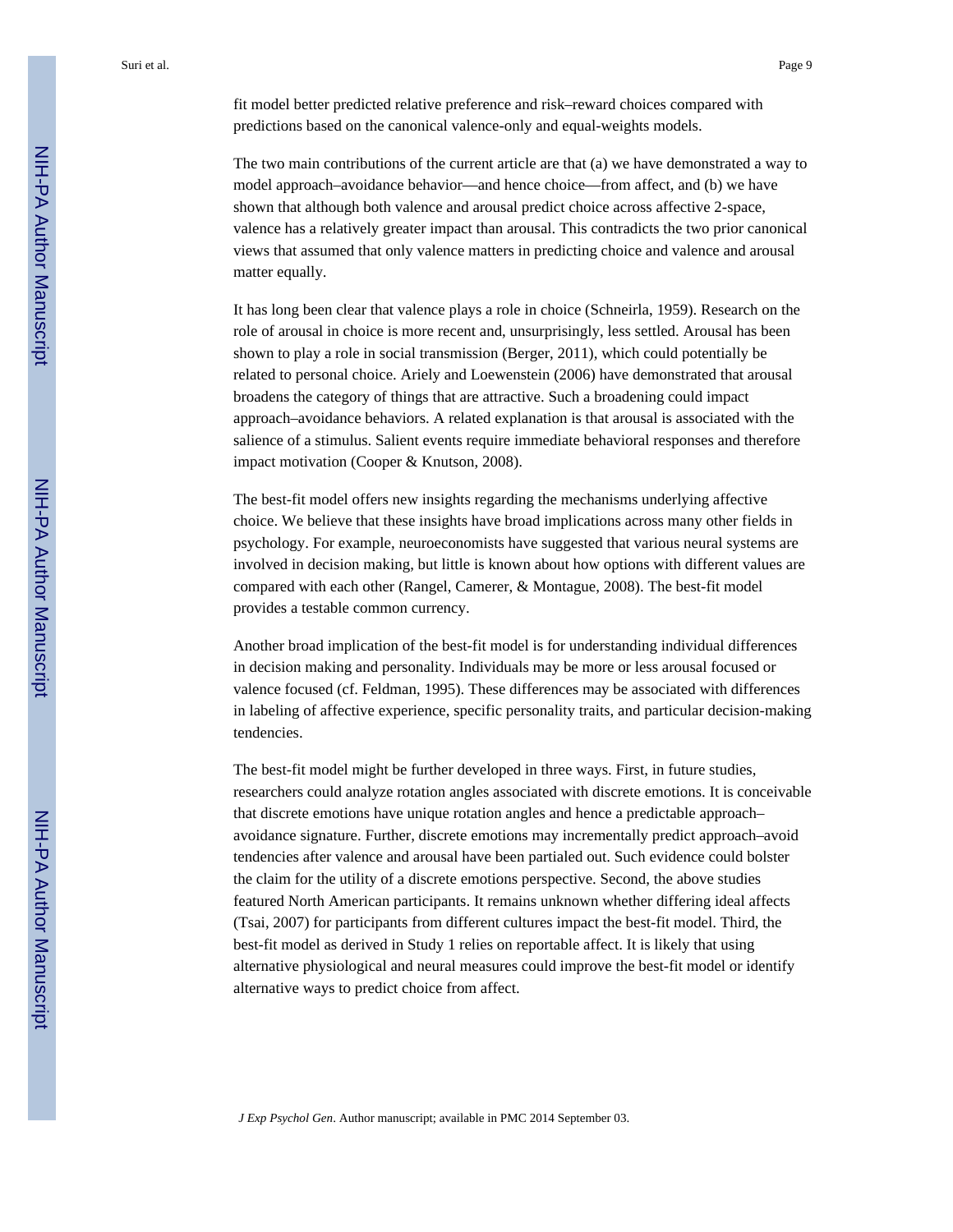fit model better predicted relative preference and risk–reward choices compared with predictions based on the canonical valence-only and equal-weights models.

The two main contributions of the current article are that (a) we have demonstrated a way to model approach–avoidance behavior—and hence choice—from affect, and (b) we have shown that although both valence and arousal predict choice across affective 2-space, valence has a relatively greater impact than arousal. This contradicts the two prior canonical views that assumed that only valence matters in predicting choice and valence and arousal matter equally.

It has long been clear that valence plays a role in choice (Schneirla, 1959). Research on the role of arousal in choice is more recent and, unsurprisingly, less settled. Arousal has been shown to play a role in social transmission (Berger, 2011), which could potentially be related to personal choice. Ariely and Loewenstein (2006) have demonstrated that arousal broadens the category of things that are attractive. Such a broadening could impact approach–avoidance behaviors. A related explanation is that arousal is associated with the salience of a stimulus. Salient events require immediate behavioral responses and therefore impact motivation (Cooper & Knutson, 2008).

The best-fit model offers new insights regarding the mechanisms underlying affective choice. We believe that these insights have broad implications across many other fields in psychology. For example, neuroeconomists have suggested that various neural systems are involved in decision making, but little is known about how options with different values are compared with each other (Rangel, Camerer, & Montague, 2008). The best-fit model provides a testable common currency.

Another broad implication of the best-fit model is for understanding individual differences in decision making and personality. Individuals may be more or less arousal focused or valence focused (cf. Feldman, 1995). These differences may be associated with differences in labeling of affective experience, specific personality traits, and particular decision-making tendencies.

The best-fit model might be further developed in three ways. First, in future studies, researchers could analyze rotation angles associated with discrete emotions. It is conceivable that discrete emotions have unique rotation angles and hence a predictable approach–avoidance signature. Further, discrete emotions may incrementally predict approach–avoid tendencies after valence and arousal have been partialed out. Such evidence could bolster the claim for the utility of a discrete emotions perspective. Second, the above studies featured North American participants. It remains unknown whether differing ideal affects (Tsai, 2007) for participants from different cultures impact the best-fit model. Third, the best-fit model as derived in Study 1 relies on reportable affect. It is likely that using alternative physiological and neural measures could improve the best-fit model or identify alternative ways to predict choice from affect.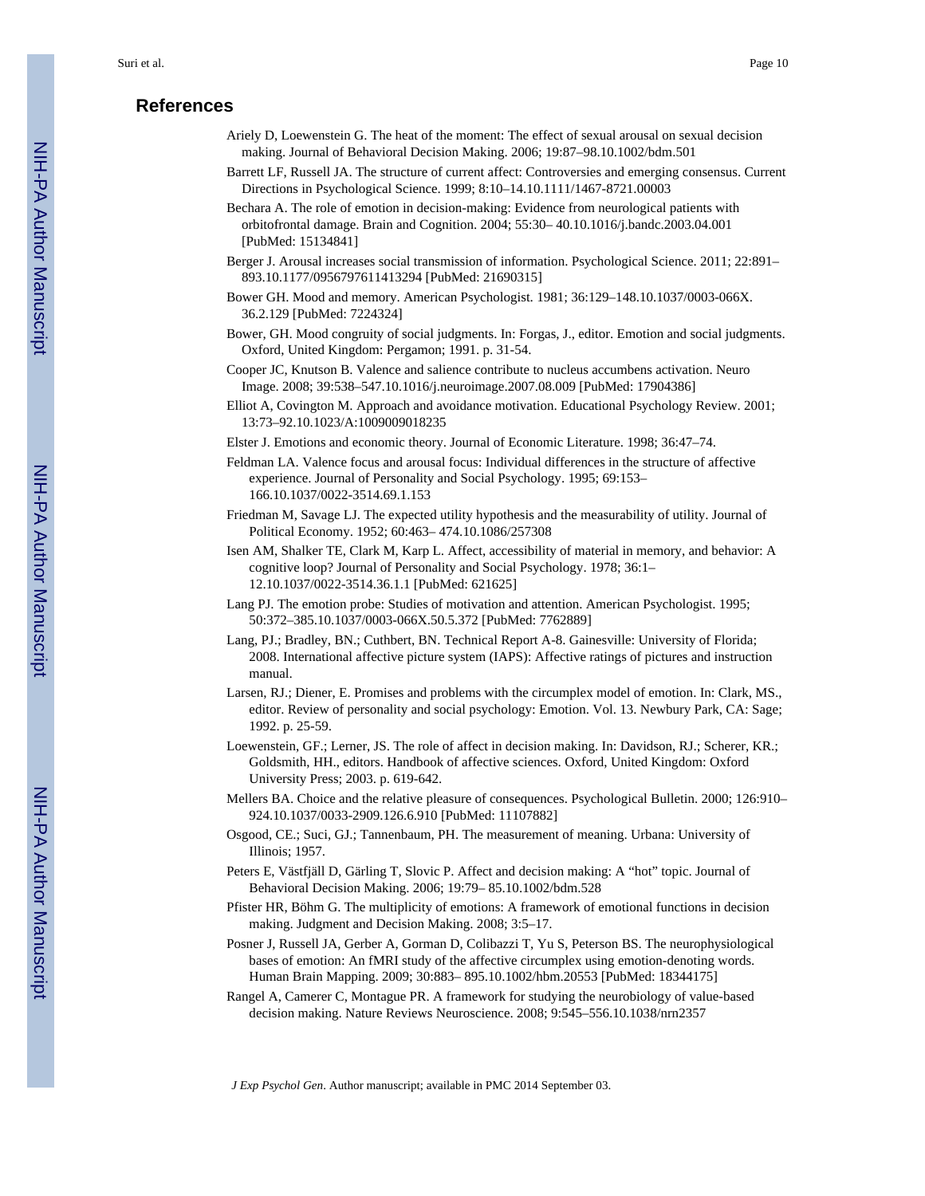## References

Ariely D, Loewenstein G. The heat of the moment: The effect of sexual arousal on sexual decision making. Journal of Behavioral Decision Making. 2006; 19:87–98.10.1002/bdm.501

Barrett LF, Russell JA. The structure of current affect: Controversies and emerging consensus. Current Directions in Psychological Science. 1999; 8:10–14.10.1111/1467-8721.00003

Bechara A. The role of emotion in decision-making: Evidence from neurological patients with orbitofrontal damage. Brain and Cognition. 2004; 55:30– 40.10.1016/j.bandc.2003.04.001 [PubMed: 15134841]

Berger J. Arousal increases social transmission of information. Psychological Science. 2011; 22:891–893.10.1177/0956797611413294 [PubMed: 21690315]

Bower GH. Mood and memory. American Psychologist. 1981; 36:129–148.10.1037/0003-066X.36.2.129 [PubMed: 7224324]

Bower, GH. Mood congruity of social judgments. In: Forgas, J., editor. Emotion and social judgments. Oxford, United Kingdom: Pergamon; 1991. p. 31-54.

Cooper JC, Knutson B. Valence and salience contribute to nucleus accumbens activation. Neuro Image. 2008; 39:538–547.10.1016/j.neuroimage.2007.08.009 [PubMed: 17904386]

Elliot A, Covington M. Approach and avoidance motivation. Educational Psychology Review. 2001; 13:73–92.10.1023/A:1009009018235

Elster J. Emotions and economic theory. Journal of Economic Literature. 1998; 36:47–74.

Feldman LA. Valence focus and arousal focus: Individual differences in the structure of affective experience. Journal of Personality and Social Psychology. 1995; 69:153–166.10.1037/0022-3514.69.1.153

Friedman M, Savage LJ. The expected utility hypothesis and the measurability of utility. Journal of Political Economy. 1952; 60:463– 474.10.1086/257308

Isen AM, Shalker TE, Clark M, Karp L. Affect, accessibility of material in memory, and behavior: A cognitive loop? Journal of Personality and Social Psychology. 1978; 36:1–12.10.1037/0022-3514.36.1.1 [PubMed: 621625]

Lang PJ. The emotion probe: Studies of motivation and attention. American Psychologist. 1995; 50:372–385.10.1037/0003-066X.50.5.372 [PubMed: 7762889]

Lang, PJ.; Bradley, BN.; Cuthbert, BN. Technical Report A-8. Gainesville: University of Florida; 2008. International affective picture system (IAPS): Affective ratings of pictures and instruction manual.

Larsen, RJ.; Diener, E. Promises and problems with the circumplex model of emotion. In: Clark, MS., editor. Review of personality and social psychology: Emotion. Vol. 13. Newbury Park, CA: Sage; 1992. p. 25-59.

Loewenstein, GF.; Lerner, JS. The role of affect in decision making. In: Davidson, RJ.; Scherer, KR.; Goldsmith, HH., editors. Handbook of affective sciences. Oxford, United Kingdom: Oxford University Press; 2003. p. 619-642.

Mellers BA. Choice and the relative pleasure of consequences. Psychological Bulletin. 2000; 126:910–924.10.1037/0033-2909.126.6.910 [PubMed: 11107882]

Osgood, CE.; Suci, GJ.; Tannenbaum, PH. The measurement of meaning. Urbana: University of Illinois; 1957.

Peters E, Västfjäll D, Gärling T, Slovic P. Affect and decision making: A "hot" topic. Journal of Behavioral Decision Making. 2006; 19:79– 85.10.1002/bdm.528

Pfister HR, Böhm G. The multiplicity of emotions: A framework of emotional functions in decision making. Judgment and Decision Making. 2008; 3:5–17.

Posner J, Russell JA, Gerber A, Gorman D, Colibazzi T, Yu S, Peterson BS. The neurophysiological bases of emotion: An fMRI study of the affective circumplex using emotion-denoting words. Human Brain Mapping. 2009; 30:883– 895.10.1002/hbm.20553 [PubMed: 18344175]

Rangel A, Camerer C, Montague PR. A framework for studying the neurobiology of value-based decision making. Nature Reviews Neuroscience. 2008; 9:545–556.10.1038/nrn2357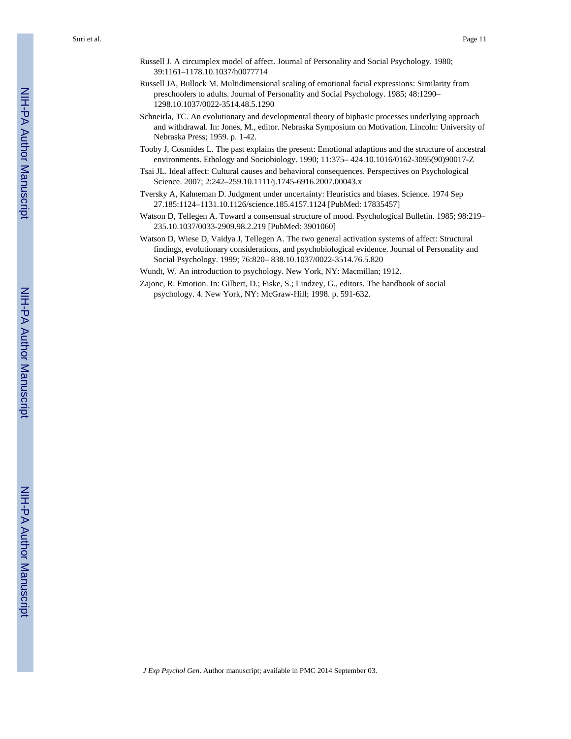Russell J. A circumplex model of affect. Journal of Personality and Social Psychology. 1980; 39:1161–1178.10.1037/h0077714

Russell JA, Bullock M. Multidimensional scaling of emotional facial expressions: Similarity from preschoolers to adults. Journal of Personality and Social Psychology. 1985; 48:1290–1298.10.1037/0022-3514.48.5.1290

Schneirla, TC. An evolutionary and developmental theory of biphasic processes underlying approach and withdrawal. In: Jones, M., editor. Nebraska Symposium on Motivation. Lincoln: University of Nebraska Press; 1959. p. 1-42.

Tooby J, Cosmides L. The past explains the present: Emotional adaptions and the structure of ancestral environments. Ethology and Sociobiology. 1990; 11:375– 424.10.1016/0162-3095(90)90017-Z

Tsai JL. Ideal affect: Cultural causes and behavioral consequences. Perspectives on Psychological Science. 2007; 2:242–259.10.1111/j.1745-6916.2007.00043.x

Tversky A, Kahneman D. Judgment under uncertainty: Heuristics and biases. Science. 1974 Sep 27.185:1124–1131.10.1126/science.185.4157.1124 [PubMed: 17835457]

Watson D, Tellegen A. Toward a consensual structure of mood. Psychological Bulletin. 1985; 98:219–235.10.1037/0033-2909.98.2.219 [PubMed: 3901060]

Watson D, Wiese D, Vaidya J, Tellegen A. The two general activation systems of affect: Structural findings, evolutionary considerations, and psychobiological evidence. Journal of Personality and Social Psychology. 1999; 76:820– 838.10.1037/0022-3514.76.5.820

Wundt, W. An introduction to psychology. New York, NY: Macmillan; 1912.

Zajonc, R. Emotion. In: Gilbert, D.; Fiske, S.; Lindzey, G., editors. The handbook of social psychology. 4. New York, NY: McGraw-Hill; 1998. p. 591-632.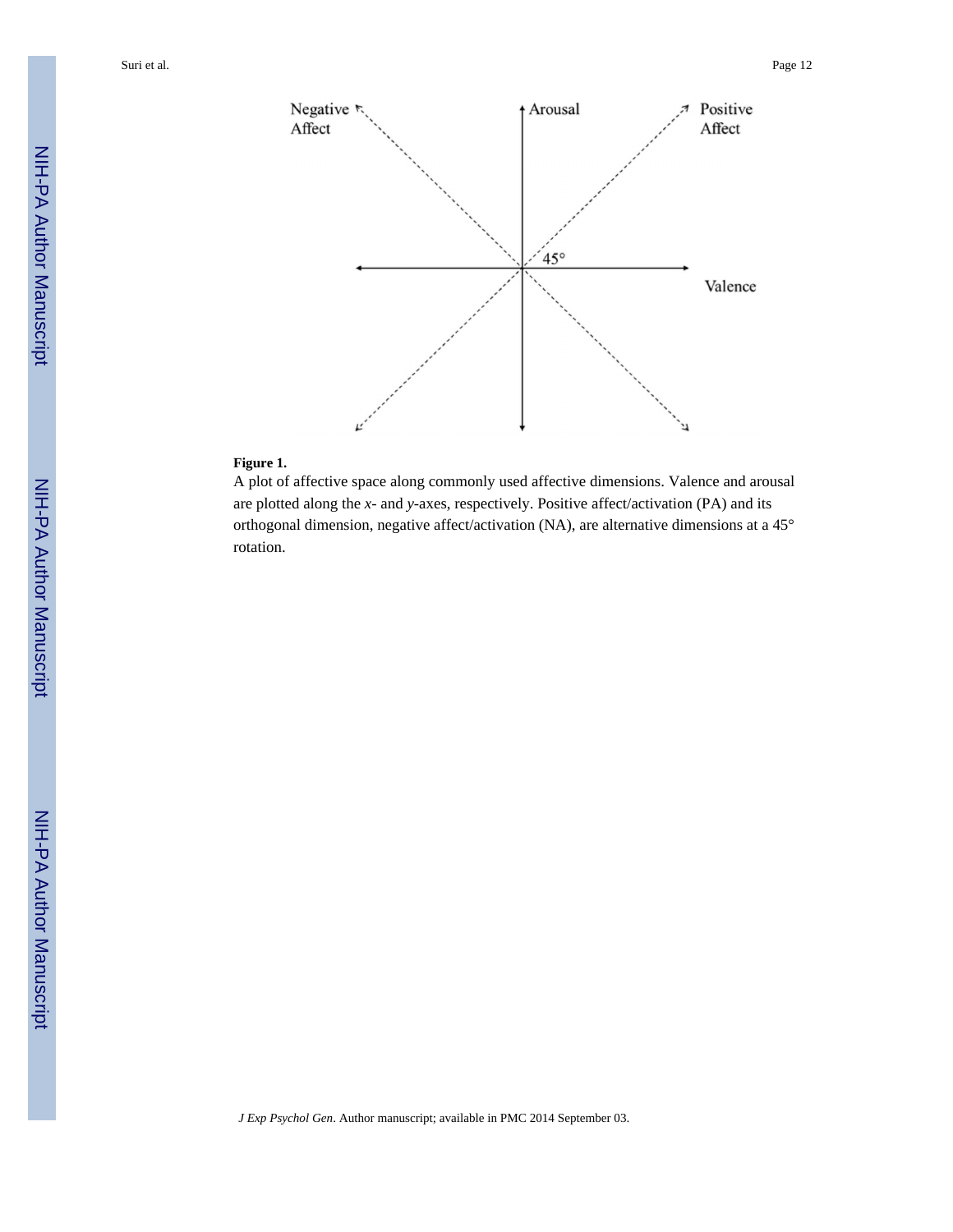**Figure 1.**

A plot of affective space along commonly used affective dimensions. Valence and arousal are plotted along the *x*- and *y*-axes, respectively. Positive affect/activation (PA) and its orthogonal dimension, negative affect/activation (NA), are alternative dimensions at a 45° rotation.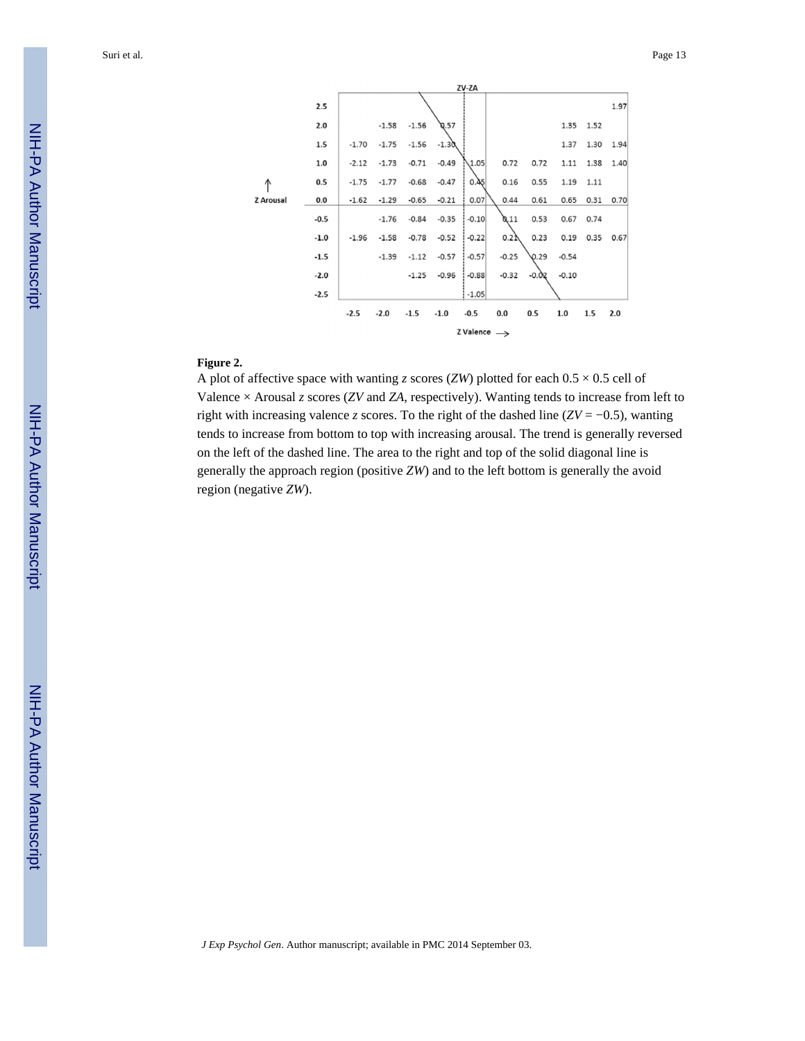ZV-ZA

Z Arousal ↑

2.5 1.97

2.0 -1.58 -1.56 0.57 1.35 1.52

1.5 -1.70 -1.75 -1.56 -1.30 1.37 1.30 1.94

1.0 -2.12 -1.73 -0.71 -0.49 1.05 0.72 0.72 1.11 1.38 1.40

0.5 -1.75 -1.77 -0.68 -0.47 0.45 0.16 0.55 1.19 1.11

0.0 -1.62 -1.29 -0.65 -0.21 0.07 0.44 0.61 0.65 0.31 0.70

-0.5 -1.76 -0.84 -0.35 -0.10 0.11 0.53 0.67 0.74

-1.0 -1.96 -1.58 -0.78 -0.52 -0.22 0.21 0.23 0.19 0.35 0.67

-1.5 -1.39 -1.12 -0.57 -0.57 -0.25 0.29 -0.54

-2.0 -1.25 -0.96 -0.88 -0.32 -0.02 -0.10

-2.5 -1.05

-2.5 -2.0 -1.5 -1.0 -0.5 0.0 0.5 1.0 1.5 2.0

Z Valence →

**Figure 2.**

A plot of affective space with wanting *z* scores (*ZW*) plotted for each 0.5 × 0.5 cell of Valence × Arousal *z* scores (*ZV* and *ZA*, respectively). Wanting tends to increase from left to right with increasing valence *z* scores. To the right of the dashed line ($ZV = -0.5$), wanting tends to increase from bottom to top with increasing arousal. The trend is generally reversed on the left of the dashed line. The area to the right and top of the solid diagonal line is generally the approach region (positive *ZW*) and to the left bottom is generally the avoid region (negative *ZW*).